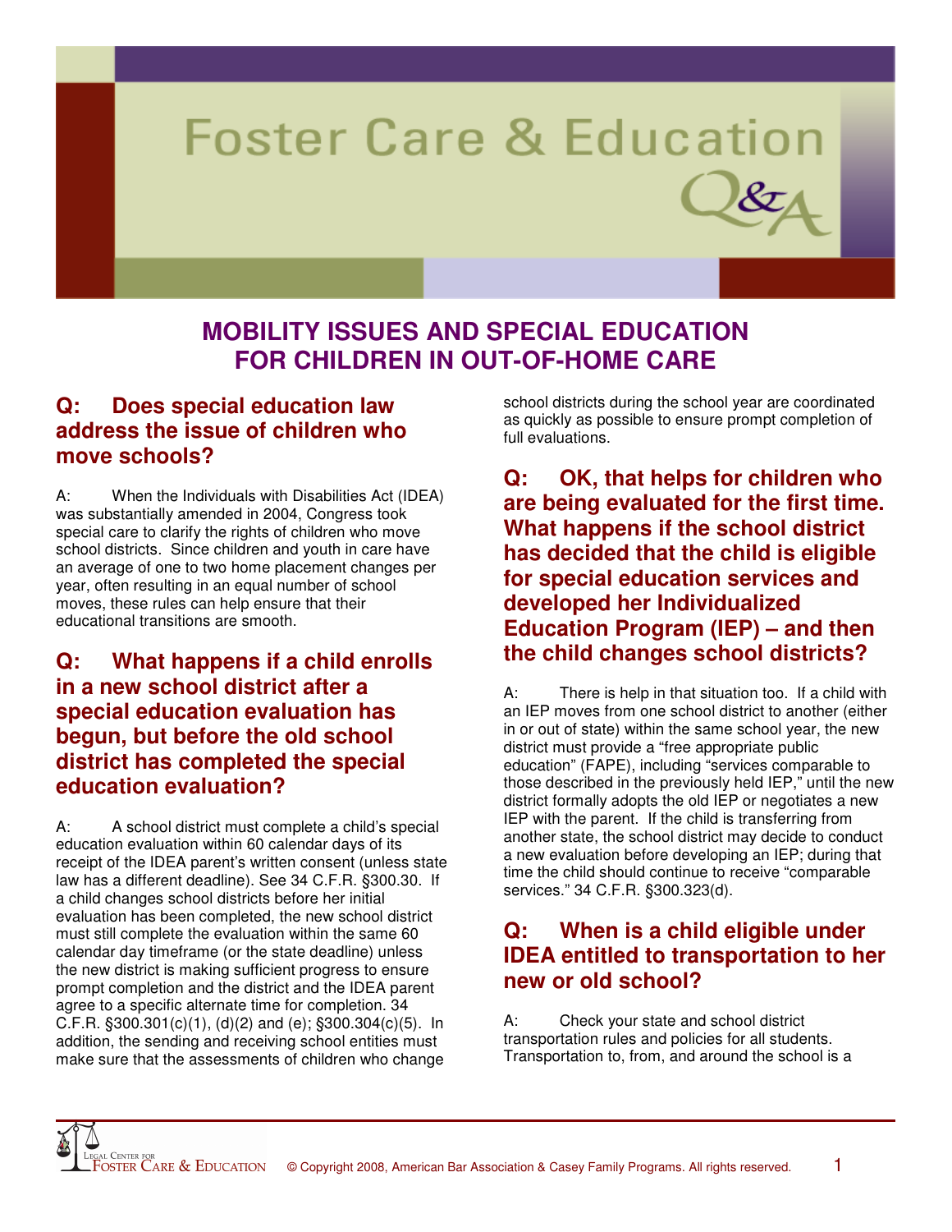# Foster Care & Education Q&A

## MOBILITY ISSUES AND SPECIAL EDUCATION FOR CHILDREN IN OUT-OF-HOME CARE

### Q: Does special education law address the issue of children who move schools?

A: When the Individuals with Disabilities Act (IDEA) was substantially amended in 2004, Congress took special care to clarify the rights of children who move school districts. Since children and youth in care have an average of one to two home placement changes per year, often resulting in an equal number of school moves, these rules can help ensure that their educational transitions are smooth.

### Q: What happens if a child enrolls in a new school district after a special education evaluation has begun, but before the old school district has completed the special education evaluation?

A: A school district must complete a child's special education evaluation within 60 calendar days of its receipt of the IDEA parent's written consent (unless state law has a different deadline). See 34 C.F.R. §300.30. If a child changes school districts before her initial evaluation has been completed, the new school district must still complete the evaluation within the same 60 calendar day timeframe (or the state deadline) unless the new district is making sufficient progress to ensure prompt completion and the district and the IDEA parent agree to a specific alternate time for completion. 34 C.F.R. §300.301(c)(1), (d)(2) and (e); §300.304(c)(5). In addition, the sending and receiving school entities must make sure that the assessments of children who change school districts during the school year are coordinated as quickly as possible to ensure prompt completion of full evaluations.

### Q: OK, that helps for children who are being evaluated for the first time. What happens if the school district has decided that the child is eligible for special education services and developed her Individualized Education Program (IEP) – and then the child changes school districts?

A: There is help in that situation too. If a child with an IEP moves from one school district to another (either in or out of state) within the same school year, the new district must provide a "free appropriate public education" (FAPE), including "services comparable to those described in the previously held IEP," until the new district formally adopts the old IEP or negotiates a new IEP with the parent. If the child is transferring from another state, the school district may decide to conduct a new evaluation before developing an IEP; during that time the child should continue to receive "comparable services." 34 C.F.R. §300.323(d).

### Q: When is a child eligible under IDEA entitled to transportation to her new or old school?

A: Check your state and school district transportation rules and policies for all students. Transportation to, from, and around the school is a

© Copyright 2008, American Bar Association & Casey Family Programs. All rights reserved.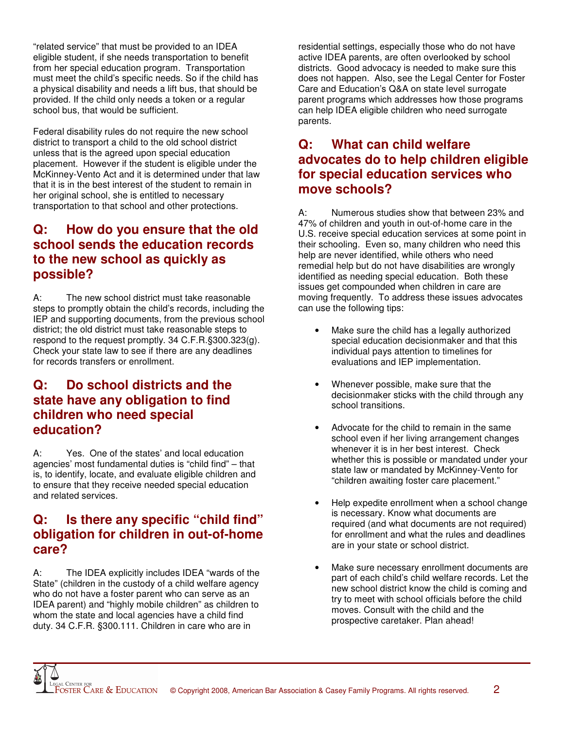"related service" that must be provided to an IDEA eligible student, if she needs transportation to benefit from her special education program. Transportation must meet the child's specific needs. So if the child has a physical disability and needs a lift bus, that should be provided. If the child only needs a token or a regular school bus, that would be sufficient.

Federal disability rules do not require the new school district to transport a child to the old school district unless that is the agreed upon special education placement. However if the student is eligible under the McKinney-Vento Act and it is determined under that law that it is in the best interest of the student to remain in her original school, she is entitled to necessary transportation to that school and other protections.

## Q: How do you ensure that the old school sends the education records to the new school as quickly as possible?

A: The new school district must take reasonable steps to promptly obtain the child's records, including the IEP and supporting documents, from the previous school district; the old district must take reasonable steps to respond to the request promptly. 34 C.F.R.§300.323(g). Check your state law to see if there are any deadlines for records transfers or enrollment.

## Q: Do school districts and the state have any obligation to find children who need special education?

A: Yes. One of the states' and local education agencies' most fundamental duties is "child find" – that is, to identify, locate, and evaluate eligible children and to ensure that they receive needed special education and related services.

## Q: Is there any specific "child find" obligation for children in out-of-home care?

A: The IDEA explicitly includes IDEA "wards of the State" (children in the custody of a child welfare agency who do not have a foster parent who can serve as an IDEA parent) and "highly mobile children" as children to whom the state and local agencies have a child find duty. 34 C.F.R. §300.111. Children in care who are in residential settings, especially those who do not have active IDEA parents, are often overlooked by school districts. Good advocacy is needed to make sure this does not happen. Also, see the Legal Center for Foster Care and Education's Q&A on state level surrogate parent programs which addresses how those programs can help IDEA eligible children who need surrogate parents.

## Q: What can child welfare advocates do to help children eligible for special education services who move schools?

A: Numerous studies show that between 23% and 47% of children and youth in out-of-home care in the U.S. receive special education services at some point in their schooling. Even so, many children who need this help are never identified, while others who need remedial help but do not have disabilities are wrongly identified as needing special education. Both these issues get compounded when children in care are moving frequently. To address these issues advocates can use the following tips:

- Make sure the child has a legally authorized special education decisionmaker and that this individual pays attention to timelines for evaluations and IEP implementation.
- Whenever possible, make sure that the decisionmaker sticks with the child through any school transitions.
- Advocate for the child to remain in the same school even if her living arrangement changes whenever it is in her best interest. Check whether this is possible or mandated under your state law or mandated by McKinney-Vento for "children awaiting foster care placement."
- Help expedite enrollment when a school change is necessary. Know what documents are required (and what documents are not required) for enrollment and what the rules and deadlines are in your state or school district.
- Make sure necessary enrollment documents are part of each child's child welfare records. Let the new school district know the child is coming and try to meet with school officials before the child moves. Consult with the child and the prospective caretaker. Plan ahead!

© Copyright 2008, American Bar Association & Casey Family Programs. All rights reserved.